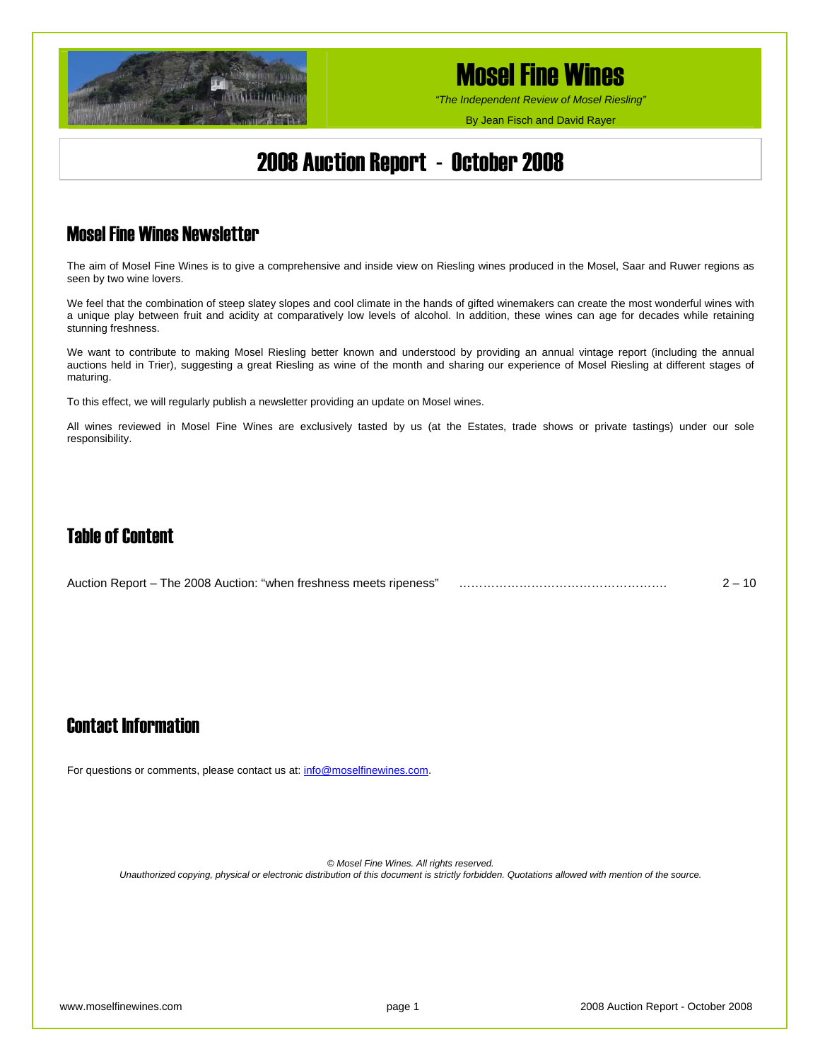# Mosel Fine Wines

*"The Independent Review of Mosel Riesling"*

By Jean Fisch and David Rayer

# 2008 Auction Report - October 2008

## Mosel Fine Wines Newsletter

The aim of Mosel Fine Wines is to give a comprehensive and inside view on Riesling wines produced in the Mosel, Saar and Ruwer regions as seen by two wine lovers.

We feel that the combination of steep slatey slopes and cool climate in the hands of gifted winemakers can create the most wonderful wines with a unique play between fruit and acidity at comparatively low levels of alcohol. In addition, these wines can age for decades while retaining stunning freshness.

We want to contribute to making Mosel Riesling better known and understood by providing an annual vintage report (including the annual auctions held in Trier), suggesting a great Riesling as wine of the month and sharing our experience of Mosel Riesling at different stages of maturing.

To this effect, we will regularly publish a newsletter providing an update on Mosel wines.

All wines reviewed in Mosel Fine Wines are exclusively tasted by us (at the Estates, trade shows or private tastings) under our sole responsibility.

## Table of Content

Auction Report – The 2008 Auction: "when freshness meets ripeness" ……………………………………………. 2 – 10

## Contact Information

For questions or comments, please contact us at: info@moselfinewines.com.

*© Mosel Fine Wines. All rights reserved.*
*Unauthorized copying, physical or electronic distribution of this document is strictly forbidden. Quotations allowed with mention of the source.*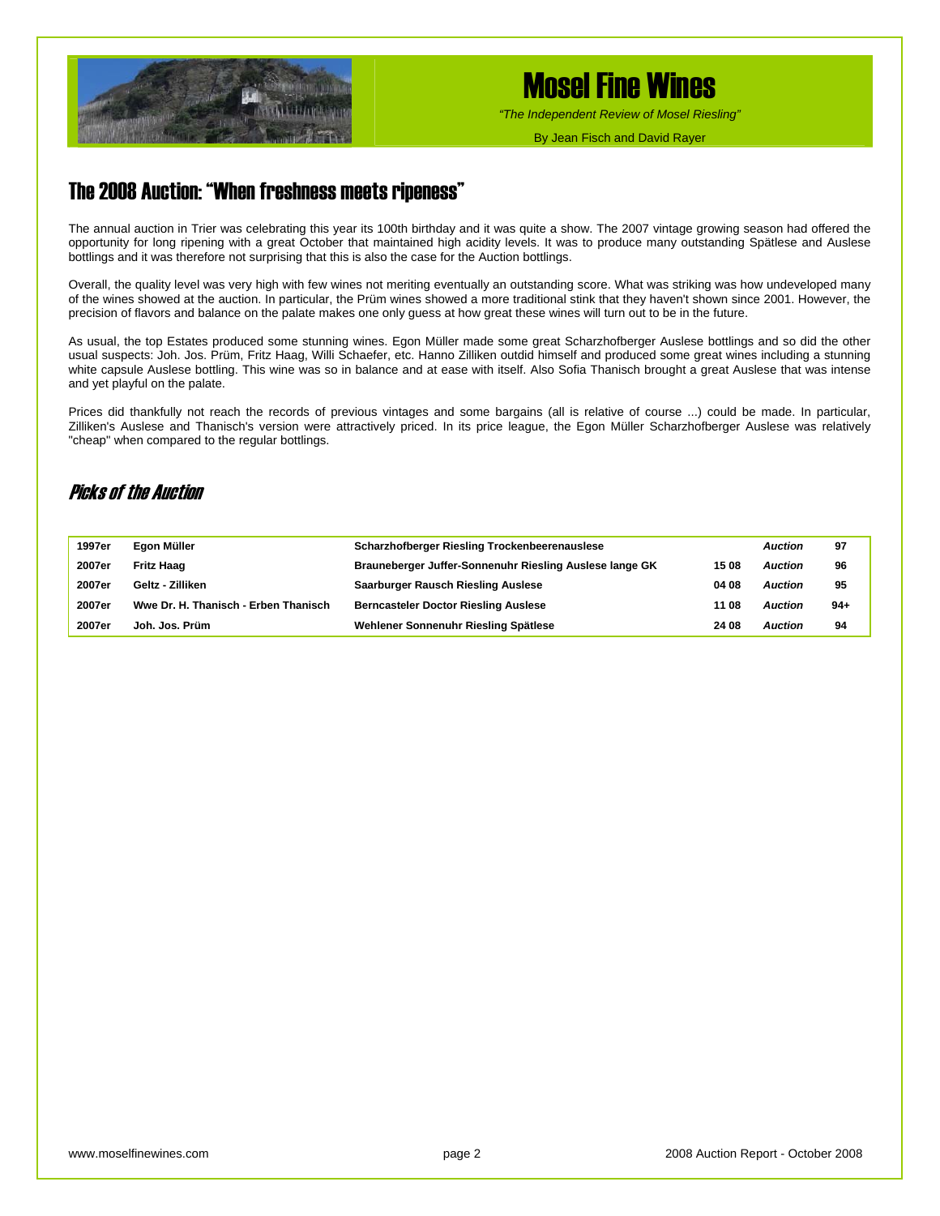# Mosel Fine Wines

*"The Independent Review of Mosel Riesling"*

By Jean Fisch and David Rayer

## The 2008 Auction: "When freshness meets ripeness"

The annual auction in Trier was celebrating this year its 100th birthday and it was quite a show. The 2007 vintage growing season had offered the opportunity for long ripening with a great October that maintained high acidity levels. It was to produce many outstanding Spätlese and Auslese bottlings and it was therefore not surprising that this is also the case for the Auction bottlings.

Overall, the quality level was very high with few wines not meriting eventually an outstanding score. What was striking was how undeveloped many of the wines showed at the auction. In particular, the Prüm wines showed a more traditional stink that they haven't shown since 2001. However, the precision of flavors and balance on the palate makes one only guess at how great these wines will turn out to be in the future.

As usual, the top Estates produced some stunning wines. Egon Müller made some great Scharzhofberger Auslese bottlings and so did the other usual suspects: Joh. Jos. Prüm, Fritz Haag, Willi Schaefer, etc. Hanno Zilliken outdid himself and produced some great wines including a stunning white capsule Auslese bottling. This wine was so in balance and at ease with itself. Also Sofia Thanisch brought a great Auslese that was intense and yet playful on the palate.

Prices did thankfully not reach the records of previous vintages and some bargains (all is relative of course ...) could be made. In particular, Zilliken's Auslese and Thanisch's version were attractively priced. In its price league, the Egon Müller Scharzhofberger Auslese was relatively "cheap" when compared to the regular bottlings.

## *Picks of the Auction*

| | | | | | |
|---|---|---|---|---|---|
| **1997er** | **Egon Müller** | **Scharzhofberger Riesling Trockenbeerenauslese** | | ***Auction*** | **97** |
| **2007er** | **Fritz Haag** | **Brauneberger Juffer-Sonnenuhr Riesling Auslese lange GK** | **15 08** | ***Auction*** | **96** |
| **2007er** | **Geltz - Zilliken** | **Saarburger Rausch Riesling Auslese** | **04 08** | ***Auction*** | **95** |
| **2007er** | **Wwe Dr. H. Thanisch - Erben Thanisch** | **Berncasteler Doctor Riesling Auslese** | **11 08** | ***Auction*** | **94+** |
| **2007er** | **Joh. Jos. Prüm** | **Wehlener Sonnenuhr Riesling Spätlese** | **24 08** | ***Auction*** | **94** |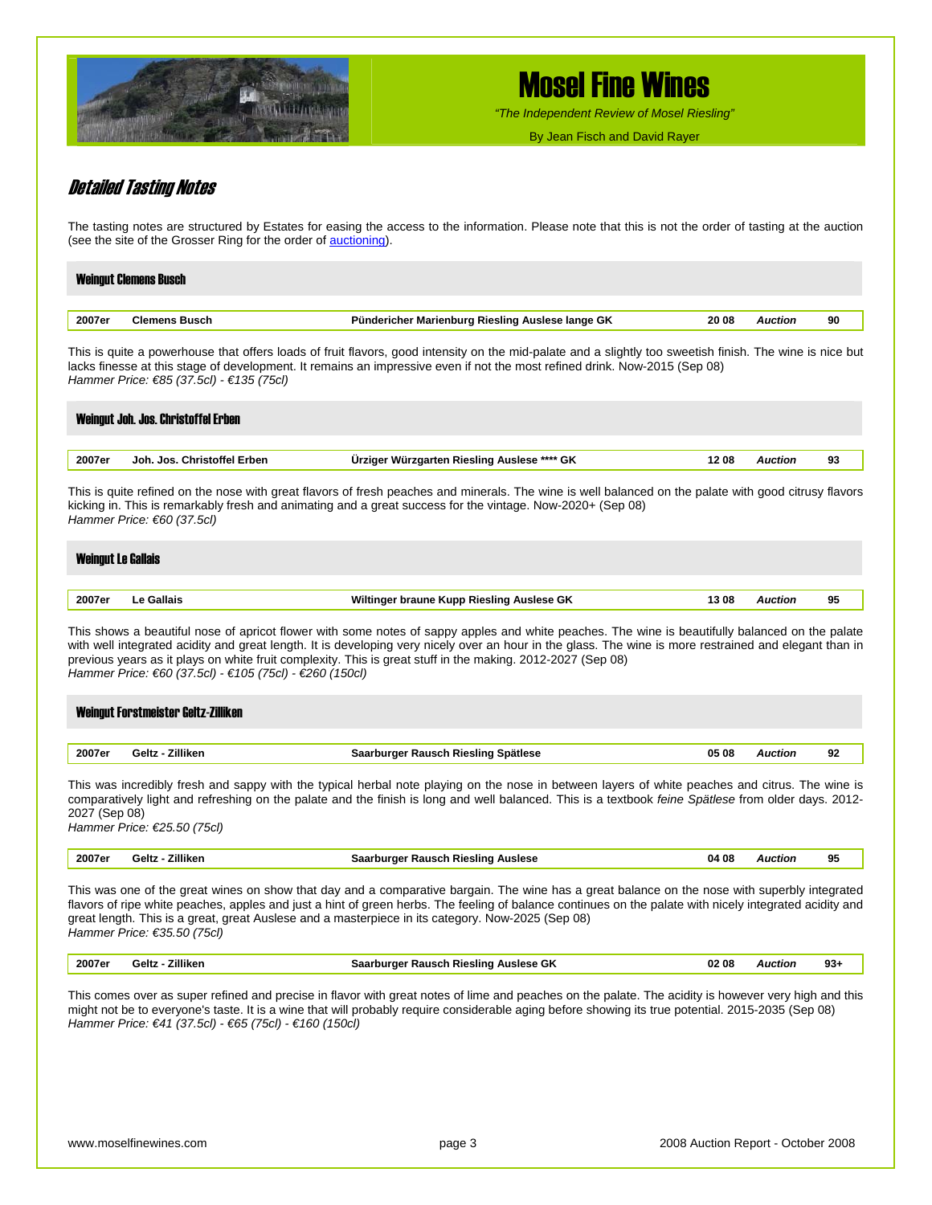# Mosel Fine Wines

*"The Independent Review of Mosel Riesling"*

By Jean Fisch and David Rayer

## *Detailed Tasting Notes*

The tasting notes are structured by Estates for easing the access to the information. Please note that this is not the order of tasting at the auction (see the site of the Grosser Ring for the order of auctioning).

### Weingut Clemens Busch

| 2007er | Clemens Busch | Pündericher Marienburg Riesling Auslese lange GK | 20 08 | *Auction* | 90 |
|---|---|---|---|---|---|

This is quite a powerhouse that offers loads of fruit flavors, good intensity on the mid-palate and a slightly too sweetish finish. The wine is nice but lacks finesse at this stage of development. It remains an impressive even if not the most refined drink. Now-2015 (Sep 08)
*Hammer Price: €85 (37.5cl) - €135 (75cl)*

### Weingut Joh. Jos. Christoffel Erben

| 2007er | Joh. Jos. Christoffel Erben | Ürziger Würzgarten Riesling Auslese **** GK | 12 08 | *Auction* | 93 |
|---|---|---|---|---|---|

This is quite refined on the nose with great flavors of fresh peaches and minerals. The wine is well balanced on the palate with good citrusy flavors kicking in. This is remarkably fresh and animating and a great success for the vintage. Now-2020+ (Sep 08)
*Hammer Price: €60 (37.5cl)*

### Weingut Le Gallais

| 2007er | Le Gallais | Wiltinger braune Kupp Riesling Auslese GK | 13 08 | *Auction* | 95 |
|---|---|---|---|---|---|

This shows a beautiful nose of apricot flower with some notes of sappy apples and white peaches. The wine is beautifully balanced on the palate with well integrated acidity and great length. It is developing very nicely over an hour in the glass. The wine is more restrained and elegant than in previous years as it plays on white fruit complexity. This is great stuff in the making. 2012-2027 (Sep 08)
*Hammer Price: €60 (37.5cl) - €105 (75cl) - €260 (150cl)*

### Weingut Forstmeister Geltz-Zilliken

| 2007er | Geltz - Zilliken | Saarburger Rausch Riesling Spätlese | 05 08 | *Auction* | 92 |
|---|---|---|---|---|---|

This was incredibly fresh and sappy with the typical herbal note playing on the nose in between layers of white peaches and citrus. The wine is comparatively light and refreshing on the palate and the finish is long and well balanced. This is a textbook *feine Spätlese* from older days. 2012-2027 (Sep 08)
*Hammer Price: €25.50 (75cl)*

| 2007er | Geltz - Zilliken | Saarburger Rausch Riesling Auslese | 04 08 | *Auction* | 95 |
|---|---|---|---|---|---|

This was one of the great wines on show that day and a comparative bargain. The wine has a great balance on the nose with superbly integrated flavors of ripe white peaches, apples and just a hint of green herbs. The feeling of balance continues on the palate with nicely integrated acidity and great length. This is a great, great Auslese and a masterpiece in its category. Now-2025 (Sep 08)
*Hammer Price: €35.50 (75cl)*

| 2007er | Geltz - Zilliken | Saarburger Rausch Riesling Auslese GK | 02 08 | *Auction* | 93+ |
|---|---|---|---|---|---|

This comes over as super refined and precise in flavor with great notes of lime and peaches on the palate. The acidity is however very high and this might not be to everyone's taste. It is a wine that will probably require considerable aging before showing its true potential. 2015-2035 (Sep 08)
*Hammer Price: €41 (37.5cl) - €65 (75cl) - €160 (150cl)*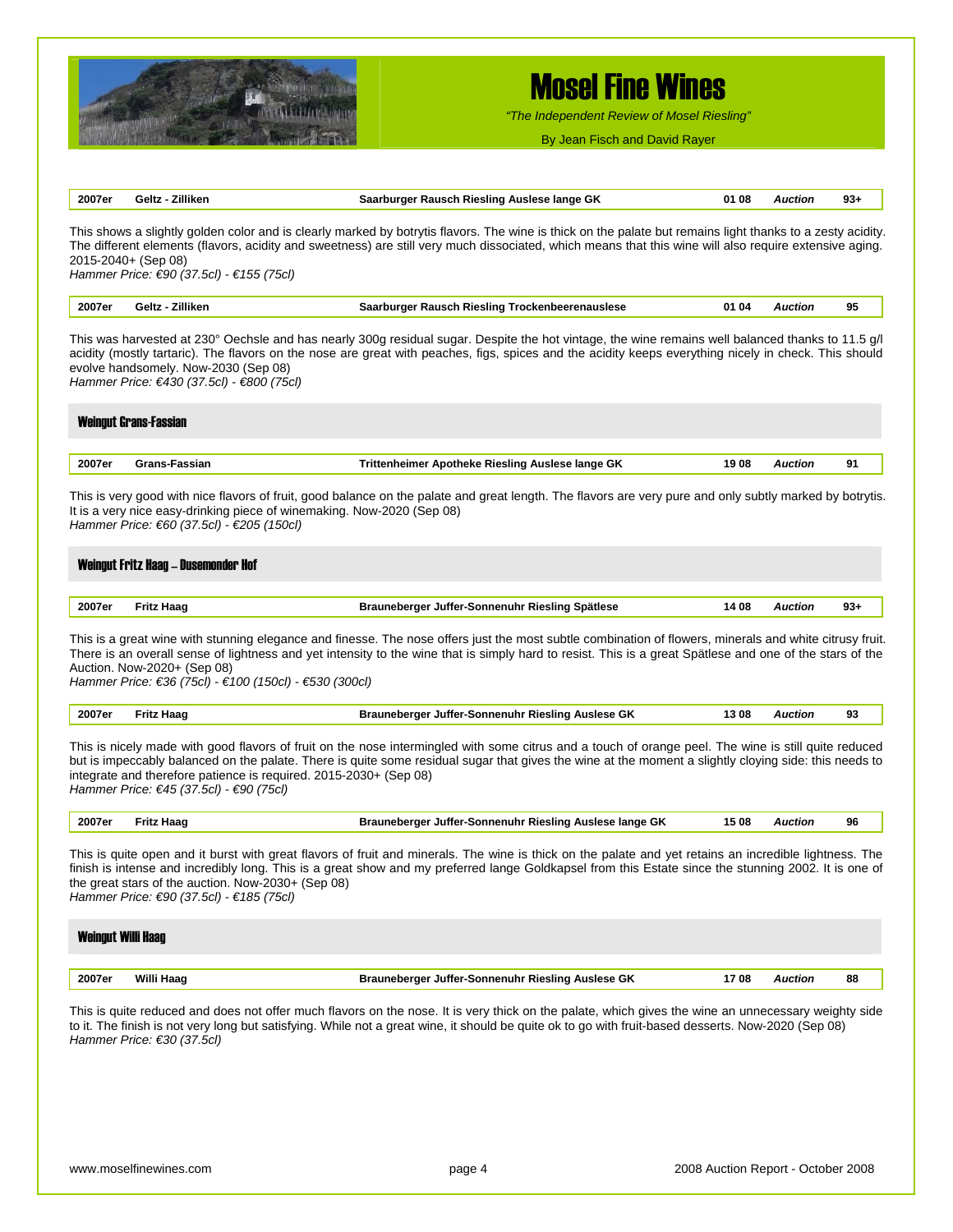| 2007er | Geltz - Zilliken | Saarburger Rausch Riesling Auslese lange GK | 01 08 | Auction | 93+ |
|---|---|---|---|---|---|

This shows a slightly golden color and is clearly marked by botrytis flavors. The wine is thick on the palate but remains light thanks to a zesty acidity. The different elements (flavors, acidity and sweetness) are still very much dissociated, which means that this wine will also require extensive aging. 2015-2040+ (Sep 08)
*Hammer Price: €90 (37.5cl) - €155 (75cl)*

| 2007er | Geltz - Zilliken | Saarburger Rausch Riesling Trockenbeerenauslese | 01 04 | Auction | 95 |
|---|---|---|---|---|---|

This was harvested at 230° Oechsle and has nearly 300g residual sugar. Despite the hot vintage, the wine remains well balanced thanks to 11.5 g/l acidity (mostly tartaric). The flavors on the nose are great with peaches, figs, spices and the acidity keeps everything nicely in check. This should evolve handsomely. Now-2030 (Sep 08)
*Hammer Price: €430 (37.5cl) - €800 (75cl)*

## Weingut Grans-Fassian

| 2007er | Grans-Fassian | Trittenheimer Apotheke Riesling Auslese lange GK | 19 08 | Auction | 91 |
|---|---|---|---|---|---|

This is very good with nice flavors of fruit, good balance on the palate and great length. The flavors are very pure and only subtly marked by botrytis. It is a very nice easy-drinking piece of winemaking. Now-2020 (Sep 08)
*Hammer Price: €60 (37.5cl) - €205 (150cl)*

## Weingut Fritz Haag – Dusemonder Hof

| 2007er | Fritz Haag | Brauneberger Juffer-Sonnenuhr Riesling Spätlese | 14 08 | Auction | 93+ |
|---|---|---|---|---|---|

This is a great wine with stunning elegance and finesse. The nose offers just the most subtle combination of flowers, minerals and white citrusy fruit. There is an overall sense of lightness and yet intensity to the wine that is simply hard to resist. This is a great Spätlese and one of the stars of the Auction. Now-2020+ (Sep 08)
*Hammer Price: €36 (75cl) - €100 (150cl) - €530 (300cl)*

| 2007er | Fritz Haag | Brauneberger Juffer-Sonnenuhr Riesling Auslese GK | 13 08 | Auction | 93 |
|---|---|---|---|---|---|

This is nicely made with good flavors of fruit on the nose intermingled with some citrus and a touch of orange peel. The wine is still quite reduced but is impeccably balanced on the palate. There is quite some residual sugar that gives the wine at the moment a slightly cloying side: this needs to integrate and therefore patience is required. 2015-2030+ (Sep 08)
*Hammer Price: €45 (37.5cl) - €90 (75cl)*

| 2007er | Fritz Haag | Brauneberger Juffer-Sonnenuhr Riesling Auslese lange GK | 15 08 | Auction | 96 |
|---|---|---|---|---|---|

This is quite open and it burst with great flavors of fruit and minerals. The wine is thick on the palate and yet retains an incredible lightness. The finish is intense and incredibly long. This is a great show and my preferred lange Goldkapsel from this Estate since the stunning 2002. It is one of the great stars of the auction. Now-2030+ (Sep 08)
*Hammer Price: €90 (37.5cl) - €185 (75cl)*

## Weingut Willi Haag

| 2007er | Willi Haag | Brauneberger Juffer-Sonnenuhr Riesling Auslese GK | 17 08 | Auction | 88 |
|---|---|---|---|---|---|

This is quite reduced and does not offer much flavors on the nose. It is very thick on the palate, which gives the wine an unnecessary weighty side to it. The finish is not very long but satisfying. While not a great wine, it should be quite ok to go with fruit-based desserts. Now-2020 (Sep 08)
*Hammer Price: €30 (37.5cl)*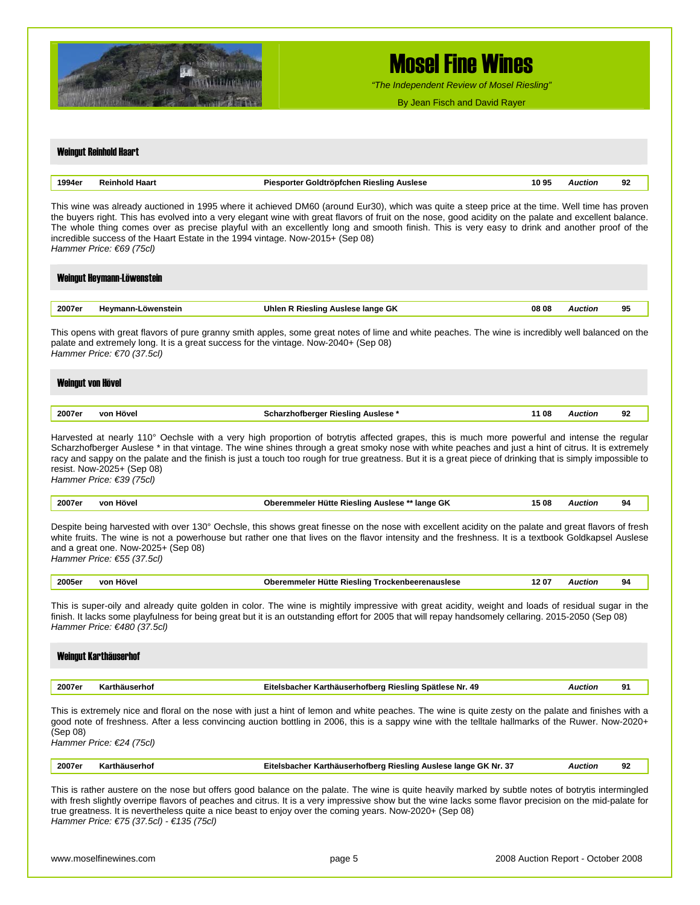## Weingut Reinhold Haart

| 1994er | Reinhold Haart | Piesporter Goldtröpfchen Riesling Auslese | 10 95 | *Auction* | 92 |
|---|---|---|---|---|---|

This wine was already auctioned in 1995 where it achieved DM60 (around Eur30), which was quite a steep price at the time. Well time has proven the buyers right. This has evolved into a very elegant wine with great flavors of fruit on the nose, good acidity on the palate and excellent balance. The whole thing comes over as precise playful with an excellently long and smooth finish. This is very easy to drink and another proof of the incredible success of the Haart Estate in the 1994 vintage. Now-2015+ (Sep 08)
*Hammer Price: €69 (75cl)*

## Weingut Heymann-Löwenstein

| 2007er | Heymann-Löwenstein | Uhlen R Riesling Auslese lange GK | 08 08 | *Auction* | 95 |
|---|---|---|---|---|---|

This opens with great flavors of pure granny smith apples, some great notes of lime and white peaches. The wine is incredibly well balanced on the palate and extremely long. It is a great success for the vintage. Now-2040+ (Sep 08)
*Hammer Price: €70 (37.5cl)*

## Weingut von Hövel

| 2007er | von Hövel | Scharzhofberger Riesling Auslese * | 11 08 | *Auction* | 92 |
|---|---|---|---|---|---|

Harvested at nearly 110° Oechsle with a very high proportion of botrytis affected grapes, this is much more powerful and intense the regular Scharzhofberger Auslese * in that vintage. The wine shines through a great smoky nose with white peaches and just a hint of citrus. It is extremely racy and sappy on the palate and the finish is just a touch too rough for true greatness. But it is a great piece of drinking that is simply impossible to resist. Now-2025+ (Sep 08)
*Hammer Price: €39 (75cl)*

| 2007er | von Hövel | Oberemmeler Hütte Riesling Auslese ** lange GK | 15 08 | *Auction* | 94 |
|---|---|---|---|---|---|

Despite being harvested with over 130° Oechsle, this shows great finesse on the nose with excellent acidity on the palate and great flavors of fresh white fruits. The wine is not a powerhouse but rather one that lives on the flavor intensity and the freshness. It is a textbook Goldkapsel Auslese and a great one. Now-2025+ (Sep 08)
*Hammer Price: €55 (37.5cl)*

| 2005er | von Hövel | Oberemmeler Hütte Riesling Trockenbeerenauslese | 12 07 | *Auction* | 94 |
|---|---|---|---|---|---|

This is super-oily and already quite golden in color. The wine is mightily impressive with great acidity, weight and loads of residual sugar in the finish. It lacks some playfulness for being great but it is an outstanding effort for 2005 that will repay handsomely cellaring. 2015-2050 (Sep 08)
*Hammer Price: €480 (37.5cl)*

## Weingut Karthäuserhof

| 2007er | Karthäuserhof | Eitelsbacher Karthäuserhofberg Riesling Spätlese Nr. 49 | | *Auction* | 91 |
|---|---|---|---|---|---|

This is extremely nice and floral on the nose with just a hint of lemon and white peaches. The wine is quite zesty on the palate and finishes with a good note of freshness. After a less convincing auction bottling in 2006, this is a sappy wine with the telltale hallmarks of the Ruwer. Now-2020+ (Sep 08)
*Hammer Price: €24 (75cl)*

| 2007er | Karthäuserhof | Eitelsbacher Karthäuserhofberg Riesling Auslese lange GK Nr. 37 | | *Auction* | 92 |
|---|---|---|---|---|---|

This is rather austere on the nose but offers good balance on the palate. The wine is quite heavily marked by subtle notes of botrytis intermingled with fresh slightly overripe flavors of peaches and citrus. It is a very impressive show but the wine lacks some flavor precision on the mid-palate for true greatness. It is nevertheless quite a nice beast to enjoy over the coming years. Now-2020+ (Sep 08)
*Hammer Price: €75 (37.5cl) - €135 (75cl)*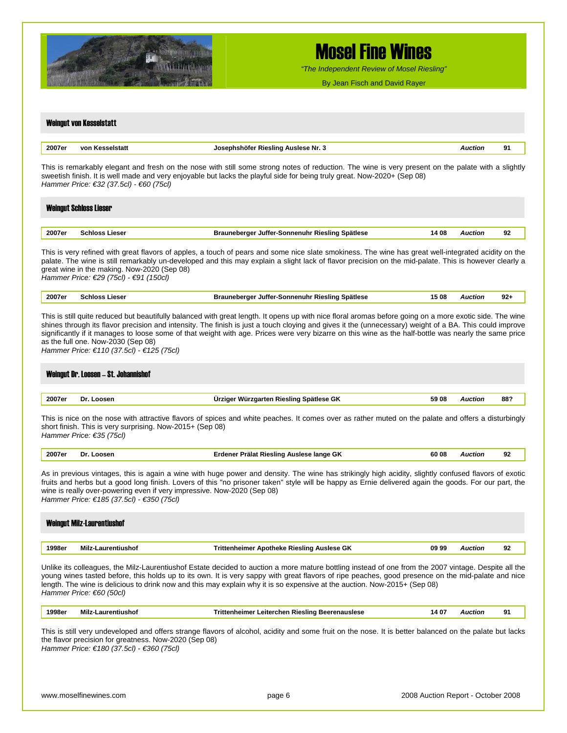## Weingut von Kesselstatt

| 2007er | von Kesselstatt | Josephshöfer Riesling Auslese Nr. 3 | | *Auction* | 91 |
|---|---|---|---|---|---|

This is remarkably elegant and fresh on the nose with still some strong notes of reduction. The wine is very present on the palate with a slightly sweetish finish. It is well made and very enjoyable but lacks the playful side for being truly great. Now-2020+ (Sep 08)
*Hammer Price: €32 (37.5cl) - €60 (75cl)*

## Weingut Schloss Lieser

| 2007er | Schloss Lieser | Brauneberger Juffer-Sonnenuhr Riesling Spätlese | 14 08 | *Auction* | 92 |
|---|---|---|---|---|---|

This is very refined with great flavors of apples, a touch of pears and some nice slate smokiness. The wine has great well-integrated acidity on the palate. The wine is still remarkably un-developed and this may explain a slight lack of flavor precision on the mid-palate. This is however clearly a great wine in the making. Now-2020 (Sep 08)
*Hammer Price: €29 (75cl) - €91 (150cl)*

| 2007er | Schloss Lieser | Brauneberger Juffer-Sonnenuhr Riesling Spätlese | 15 08 | *Auction* | 92+ |
|---|---|---|---|---|---|

This is still quite reduced but beautifully balanced with great length. It opens up with nice floral aromas before going on a more exotic side. The wine shines through its flavor precision and intensity. The finish is just a touch cloying and gives it the (unnecessary) weight of a BA. This could improve significantly if it manages to loose some of that weight with age. Prices were very bizarre on this wine as the half-bottle was nearly the same price as the full one. Now-2030 (Sep 08)
*Hammer Price: €110 (37.5cl) - €125 (75cl)*

## Weingut Dr. Loosen – St. Johannishof

| 2007er | Dr. Loosen | Ürziger Würzgarten Riesling Spätlese GK | 59 08 | *Auction* | 88? |
|---|---|---|---|---|---|

This is nice on the nose with attractive flavors of spices and white peaches. It comes over as rather muted on the palate and offers a disturbingly short finish. This is very surprising. Now-2015+ (Sep 08)
*Hammer Price: €35 (75cl)*

| 2007er | Dr. Loosen | Erdener Prälat Riesling Auslese lange GK | 60 08 | *Auction* | 92 |
|---|---|---|---|---|---|

As in previous vintages, this is again a wine with huge power and density. The wine has strikingly high acidity, slightly confused flavors of exotic fruits and herbs but a good long finish. Lovers of this "no prisoner taken" style will be happy as Ernie delivered again the goods. For our part, the wine is really over-powering even if very impressive. Now-2020 (Sep 08)
*Hammer Price: €185 (37.5cl) - €350 (75cl)*

## Weingut Milz-Laurentiushof

| 1998er | Milz-Laurentiushof | Trittenheimer Apotheke Riesling Auslese GK | 09 99 | *Auction* | 92 |
|---|---|---|---|---|---|

Unlike its colleagues, the Milz-Laurentiushof Estate decided to auction a more mature bottling instead of one from the 2007 vintage. Despite all the young wines tasted before, this holds up to its own. It is very sappy with great flavors of ripe peaches, good presence on the mid-palate and nice length. The wine is delicious to drink now and this may explain why it is so expensive at the auction. Now-2015+ (Sep 08)
*Hammer Price: €60 (50cl)*

| 1998er | Milz-Laurentiushof | Trittenheimer Leiterchen Riesling Beerenauslese | 14 07 | *Auction* | 91 |
|---|---|---|---|---|---|

This is still very undeveloped and offers strange flavors of alcohol, acidity and some fruit on the nose. It is better balanced on the palate but lacks the flavor precision for greatness. Now-2020 (Sep 08)
*Hammer Price: €180 (37.5cl) - €360 (75cl)*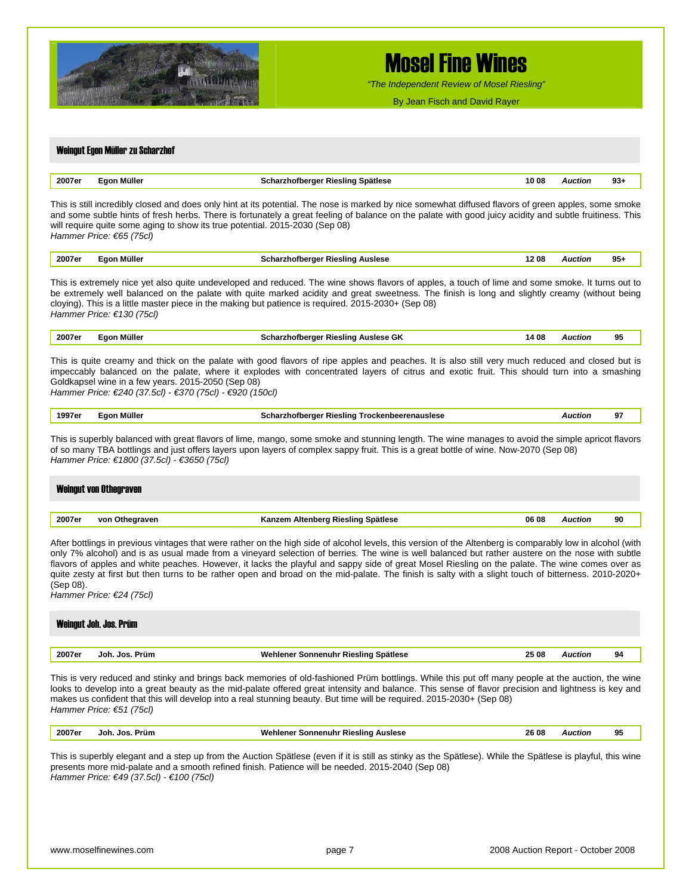## Weingut Egon Müller zu Scharzhof

| 2007er | Egon Müller | Scharzhofberger Riesling Spätlese | 10 08 | Auction | 93+ |
|---|---|---|---|---|---|

This is still incredibly closed and does only hint at its potential. The nose is marked by nice somewhat diffused flavors of green apples, some smoke and some subtle hints of fresh herbs. There is fortunately a great feeling of balance on the palate with good juicy acidity and subtle fruitiness. This will require quite some aging to show its true potential. 2015-2030 (Sep 08)
*Hammer Price: €65 (75cl)*

| 2007er | Egon Müller | Scharzhofberger Riesling Auslese | 12 08 | Auction | 95+ |
|---|---|---|---|---|---|

This is extremely nice yet also quite undeveloped and reduced. The wine shows flavors of apples, a touch of lime and some smoke. It turns out to be extremely well balanced on the palate with quite marked acidity and great sweetness. The finish is long and slightly creamy (without being cloying). This is a little master piece in the making but patience is required. 2015-2030+ (Sep 08)
*Hammer Price: €130 (75cl)*

| 2007er | Egon Müller | Scharzhofberger Riesling Auslese GK | 14 08 | Auction | 95 |
|---|---|---|---|---|---|

This is quite creamy and thick on the palate with good flavors of ripe apples and peaches. It is also still very much reduced and closed but is impeccably balanced on the palate, where it explodes with concentrated layers of citrus and exotic fruit. This should turn into a smashing Goldkapsel wine in a few years. 2015-2050 (Sep 08)
*Hammer Price: €240 (37.5cl) - €370 (75cl) - €920 (150cl)*

| 1997er | Egon Müller | Scharzhofberger Riesling Trockenbeerenauslese | | Auction | 97 |
|---|---|---|---|---|---|

This is superbly balanced with great flavors of lime, mango, some smoke and stunning length. The wine manages to avoid the simple apricot flavors of so many TBA bottlings and just offers layers upon layers of complex sappy fruit. This is a great bottle of wine. Now-2070 (Sep 08)
*Hammer Price: €1800 (37.5cl) - €3650 (75cl)*

## Weingut von Othegraven

| 2007er | von Othegraven | Kanzem Altenberg Riesling Spätlese | 06 08 | Auction | 90 |
|---|---|---|---|---|---|

After bottlings in previous vintages that were rather on the high side of alcohol levels, this version of the Altenberg is comparably low in alcohol (with only 7% alcohol) and is as usual made from a vineyard selection of berries. The wine is well balanced but rather austere on the nose with subtle flavors of apples and white peaches. However, it lacks the playful and sappy side of great Mosel Riesling on the palate. The wine comes over as quite zesty at first but then turns to be rather open and broad on the mid-palate. The finish is salty with a slight touch of bitterness. 2010-2020+ (Sep 08).
*Hammer Price: €24 (75cl)*

## Weingut Joh. Jos. Prüm

| 2007er | Joh. Jos. Prüm | Wehlener Sonnenuhr Riesling Spätlese | 25 08 | Auction | 94 |
|---|---|---|---|---|---|

This is very reduced and stinky and brings back memories of old-fashioned Prüm bottlings. While this put off many people at the auction, the wine looks to develop into a great beauty as the mid-palate offered great intensity and balance. This sense of flavor precision and lightness is key and makes us confident that this will develop into a real stunning beauty. But time will be required. 2015-2030+ (Sep 08)
*Hammer Price: €51 (75cl)*

| 2007er | Joh. Jos. Prüm | Wehlener Sonnenuhr Riesling Auslese | 26 08 | Auction | 95 |
|---|---|---|---|---|---|

This is superbly elegant and a step up from the Auction Spätlese (even if it is still as stinky as the Spätlese). While the Spätlese is playful, this wine presents more mid-palate and a smooth refined finish. Patience will be needed. 2015-2040 (Sep 08)
*Hammer Price: €49 (37.5cl) - €100 (75cl)*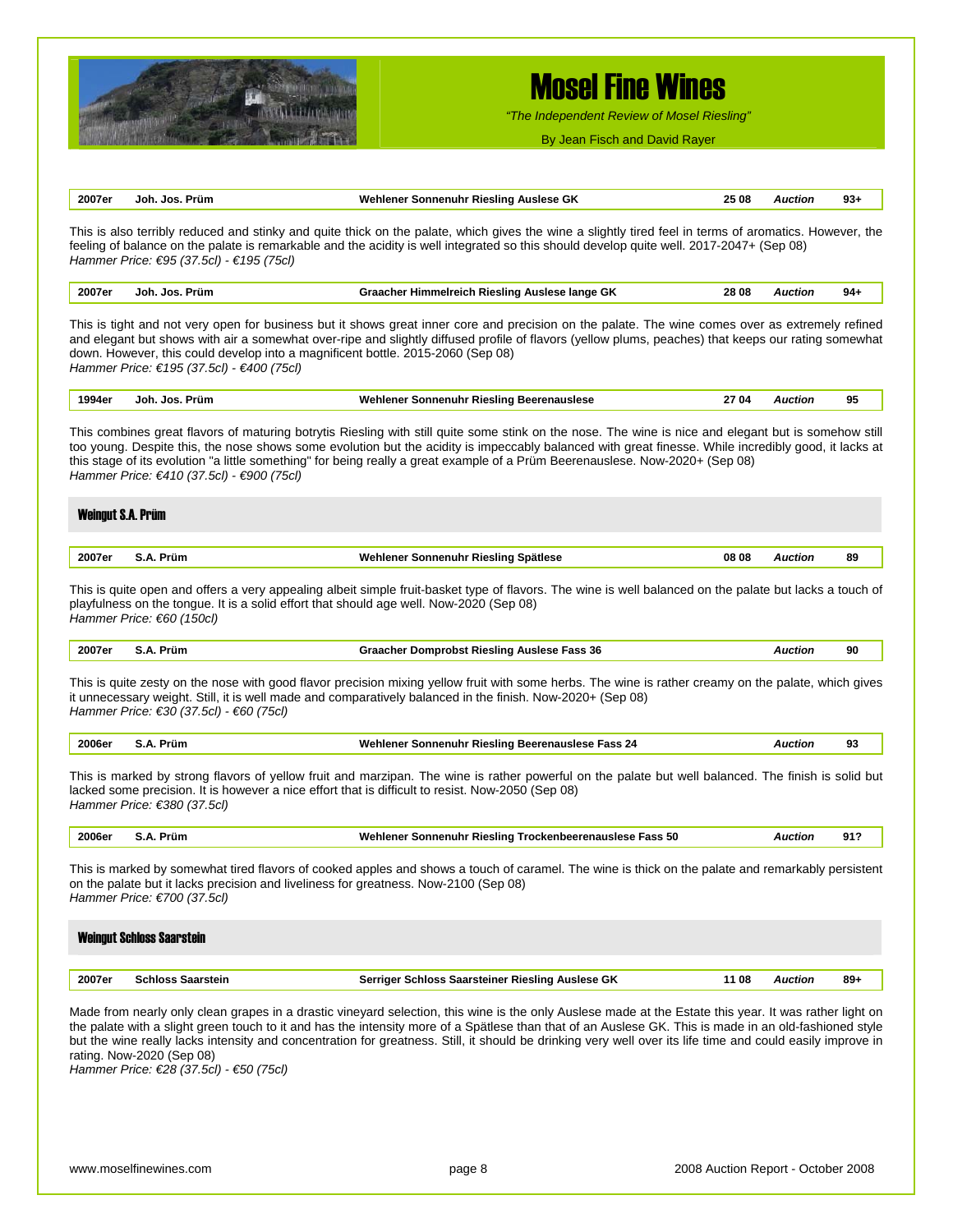| 2007er | Joh. Jos. Prüm | Wehlener Sonnenuhr Riesling Auslese GK | 25 08 | *Auction* | 93+ |
|---|---|---|---|---|---|

This is also terribly reduced and stinky and quite thick on the palate, which gives the wine a slightly tired feel in terms of aromatics. However, the feeling of balance on the palate is remarkable and the acidity is well integrated so this should develop quite well. 2017-2047+ (Sep 08)
*Hammer Price: €95 (37.5cl) - €195 (75cl)*

| 2007er | Joh. Jos. Prüm | Graacher Himmelreich Riesling Auslese lange GK | 28 08 | *Auction* | 94+ |
|---|---|---|---|---|---|

This is tight and not very open for business but it shows great inner core and precision on the palate. The wine comes over as extremely refined and elegant but shows with air a somewhat over-ripe and slightly diffused profile of flavors (yellow plums, peaches) that keeps our rating somewhat down. However, this could develop into a magnificent bottle. 2015-2060 (Sep 08)
*Hammer Price: €195 (37.5cl) - €400 (75cl)*

| 1994er | Joh. Jos. Prüm | Wehlener Sonnenuhr Riesling Beerenauslese | 27 04 | *Auction* | 95 |
|---|---|---|---|---|---|

This combines great flavors of maturing botrytis Riesling with still quite some stink on the nose. The wine is nice and elegant but is somehow still too young. Despite this, the nose shows some evolution but the acidity is impeccably balanced with great finesse. While incredibly good, it lacks at this stage of its evolution "a little something" for being really a great example of a Prüm Beerenauslese. Now-2020+ (Sep 08)
*Hammer Price: €410 (37.5cl) - €900 (75cl)*

## Weingut S.A. Prüm

| 2007er | S.A. Prüm | Wehlener Sonnenuhr Riesling Spätlese | 08 08 | *Auction* | 89 |
|---|---|---|---|---|---|

This is quite open and offers a very appealing albeit simple fruit-basket type of flavors. The wine is well balanced on the palate but lacks a touch of playfulness on the tongue. It is a solid effort that should age well. Now-2020 (Sep 08)
*Hammer Price: €60 (150cl)*

| 2007er | S.A. Prüm | Graacher Domprobst Riesling Auslese Fass 36 | | *Auction* | 90 |
|---|---|---|---|---|---|

This is quite zesty on the nose with good flavor precision mixing yellow fruit with some herbs. The wine is rather creamy on the palate, which gives it unnecessary weight. Still, it is well made and comparatively balanced in the finish. Now-2020+ (Sep 08)
*Hammer Price: €30 (37.5cl) - €60 (75cl)*

| 2006er | S.A. Prüm | Wehlener Sonnenuhr Riesling Beerenauslese Fass 24 | | *Auction* | 93 |
|---|---|---|---|---|---|

This is marked by strong flavors of yellow fruit and marzipan. The wine is rather powerful on the palate but well balanced. The finish is solid but lacked some precision. It is however a nice effort that is difficult to resist. Now-2050 (Sep 08)
*Hammer Price: €380 (37.5cl)*

| 2006er | S.A. Prüm | Wehlener Sonnenuhr Riesling Trockenbeerenauslese Fass 50 | | *Auction* | 91? |
|---|---|---|---|---|---|

This is marked by somewhat tired flavors of cooked apples and shows a touch of caramel. The wine is thick on the palate and remarkably persistent on the palate but it lacks precision and liveliness for greatness. Now-2100 (Sep 08)
*Hammer Price: €700 (37.5cl)*

## Weingut Schloss Saarstein

| 2007er | Schloss Saarstein | Serriger Schloss Saarsteiner Riesling Auslese GK | 11 08 | *Auction* | 89+ |
|---|---|---|---|---|---|

Made from nearly only clean grapes in a drastic vineyard selection, this wine is the only Auslese made at the Estate this year. It was rather light on the palate with a slight green touch to it and has the intensity more of a Spätlese than that of an Auslese GK. This is made in an old-fashioned style but the wine really lacks intensity and concentration for greatness. Still, it should be drinking very well over its life time and could easily improve in rating. Now-2020 (Sep 08)
*Hammer Price: €28 (37.5cl) - €50 (75cl)*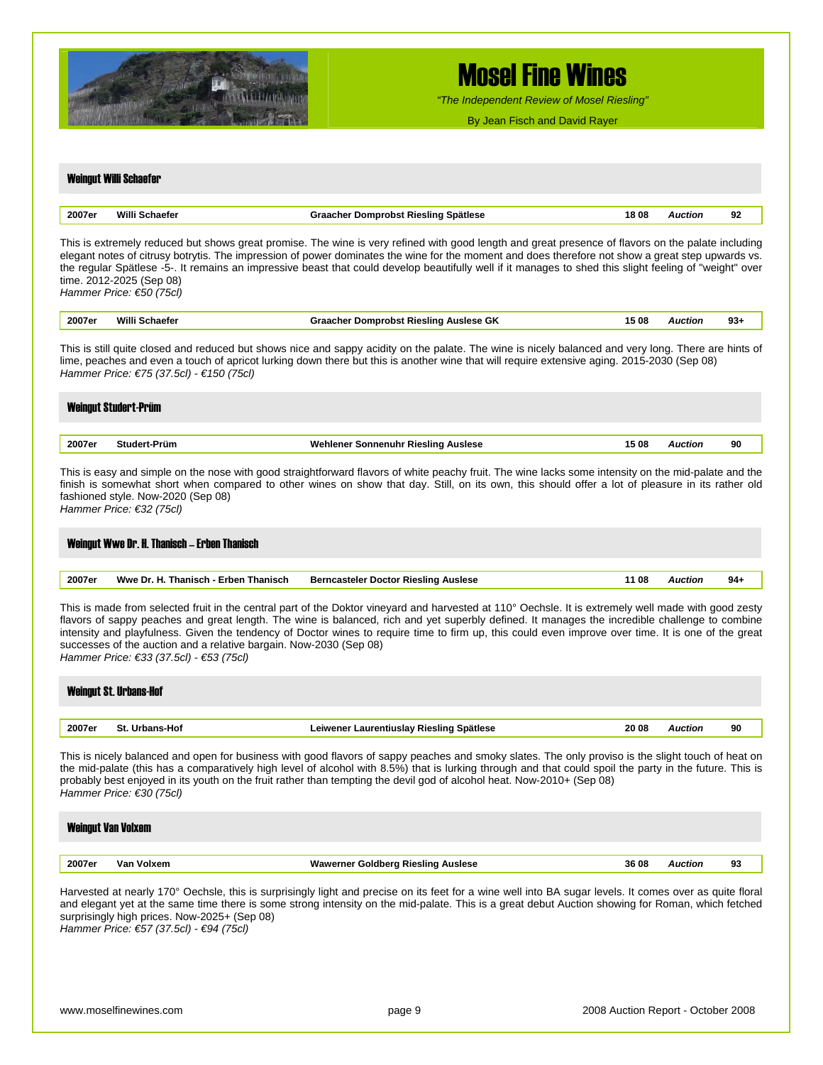## Weingut Willi Schaefer

| 2007er | Willi Schaefer | Graacher Domprobst Riesling Spätlese | 18 08 | *Auction* | 92 |
|---|---|---|---|---|---|

This is extremely reduced but shows great promise. The wine is very refined with good length and great presence of flavors on the palate including elegant notes of citrusy botrytis. The impression of power dominates the wine for the moment and does therefore not show a great step upwards vs. the regular Spätlese -5-. It remains an impressive beast that could develop beautifully well if it manages to shed this slight feeling of "weight" over time. 2012-2025 (Sep 08)
*Hammer Price: €50 (75cl)*

| 2007er | Willi Schaefer | Graacher Domprobst Riesling Auslese GK | 15 08 | *Auction* | 93+ |
|---|---|---|---|---|---|

This is still quite closed and reduced but shows nice and sappy acidity on the palate. The wine is nicely balanced and very long. There are hints of lime, peaches and even a touch of apricot lurking down there but this is another wine that will require extensive aging. 2015-2030 (Sep 08)
*Hammer Price: €75 (37.5cl) - €150 (75cl)*

## Weingut Studert-Prüm

| 2007er | Studert-Prüm | Wehlener Sonnenuhr Riesling Auslese | 15 08 | *Auction* | 90 |
|---|---|---|---|---|---|

This is easy and simple on the nose with good straightforward flavors of white peachy fruit. The wine lacks some intensity on the mid-palate and the finish is somewhat short when compared to other wines on show that day. Still, on its own, this should offer a lot of pleasure in its rather old fashioned style. Now-2020 (Sep 08)
*Hammer Price: €32 (75cl)*

## Weingut Wwe Dr. H. Thanisch – Erben Thanisch

| 2007er | Wwe Dr. H. Thanisch - Erben Thanisch | Berncasteler Doctor Riesling Auslese | 11 08 | *Auction* | 94+ |
|---|---|---|---|---|---|

This is made from selected fruit in the central part of the Doktor vineyard and harvested at 110° Oechsle. It is extremely well made with good zesty flavors of sappy peaches and great length. The wine is balanced, rich and yet superbly defined. It manages the incredible challenge to combine intensity and playfulness. Given the tendency of Doctor wines to require time to firm up, this could even improve over time. It is one of the great successes of the auction and a relative bargain. Now-2030 (Sep 08)
*Hammer Price: €33 (37.5cl) - €53 (75cl)*

## Weingut St. Urbans-Hof

| 2007er | St. Urbans-Hof | Leiwener Laurentiuslay Riesling Spätlese | 20 08 | *Auction* | 90 |
|---|---|---|---|---|---|

This is nicely balanced and open for business with good flavors of sappy peaches and smoky slates. The only proviso is the slight touch of heat on the mid-palate (this has a comparatively high level of alcohol with 8.5%) that is lurking through and that could spoil the party in the future. This is probably best enjoyed in its youth on the fruit rather than tempting the devil god of alcohol heat. Now-2010+ (Sep 08)
*Hammer Price: €30 (75cl)*

## Weingut Van Volxem

| 2007er | Van Volxem | Wawerner Goldberg Riesling Auslese | 36 08 | *Auction* | 93 |
|---|---|---|---|---|---|

Harvested at nearly 170° Oechsle, this is surprisingly light and precise on its feet for a wine well into BA sugar levels. It comes over as quite floral and elegant yet at the same time there is some strong intensity on the mid-palate. This is a great debut Auction showing for Roman, which fetched surprisingly high prices. Now-2025+ (Sep 08)
*Hammer Price: €57 (37.5cl) - €94 (75cl)*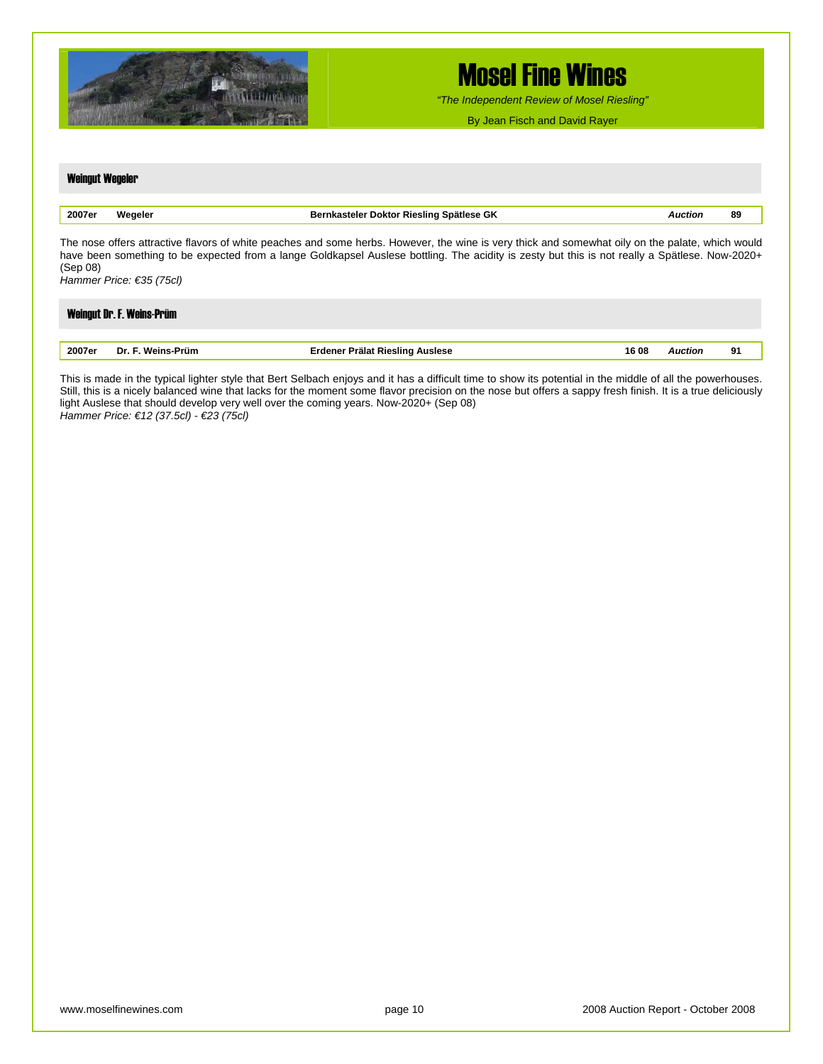## Weingut Wegeler

| | | | | | |
|---|---|---|---|---|---|
| **2007er** | **Wegeler** | **Bernkasteler Doktor Riesling Spätlese GK** | | ***Auction*** | **89** |

The nose offers attractive flavors of white peaches and some herbs. However, the wine is very thick and somewhat oily on the palate, which would have been something to be expected from a lange Goldkapsel Auslese bottling. The acidity is zesty but this is not really a Spätlese. Now-2020+ (Sep 08)
*Hammer Price: €35 (75cl)*

## Weingut Dr. F. Weins-Prüm

| | | | | | |
|---|---|---|---|---|---|
| **2007er** | **Dr. F. Weins-Prüm** | **Erdener Prälat Riesling Auslese** | **16 08** | ***Auction*** | **91** |

This is made in the typical lighter style that Bert Selbach enjoys and it has a difficult time to show its potential in the middle of all the powerhouses. Still, this is a nicely balanced wine that lacks for the moment some flavor precision on the nose but offers a sappy fresh finish. It is a true deliciously light Auslese that should develop very well over the coming years. Now-2020+ (Sep 08)
*Hammer Price: €12 (37.5cl) - €23 (75cl)*